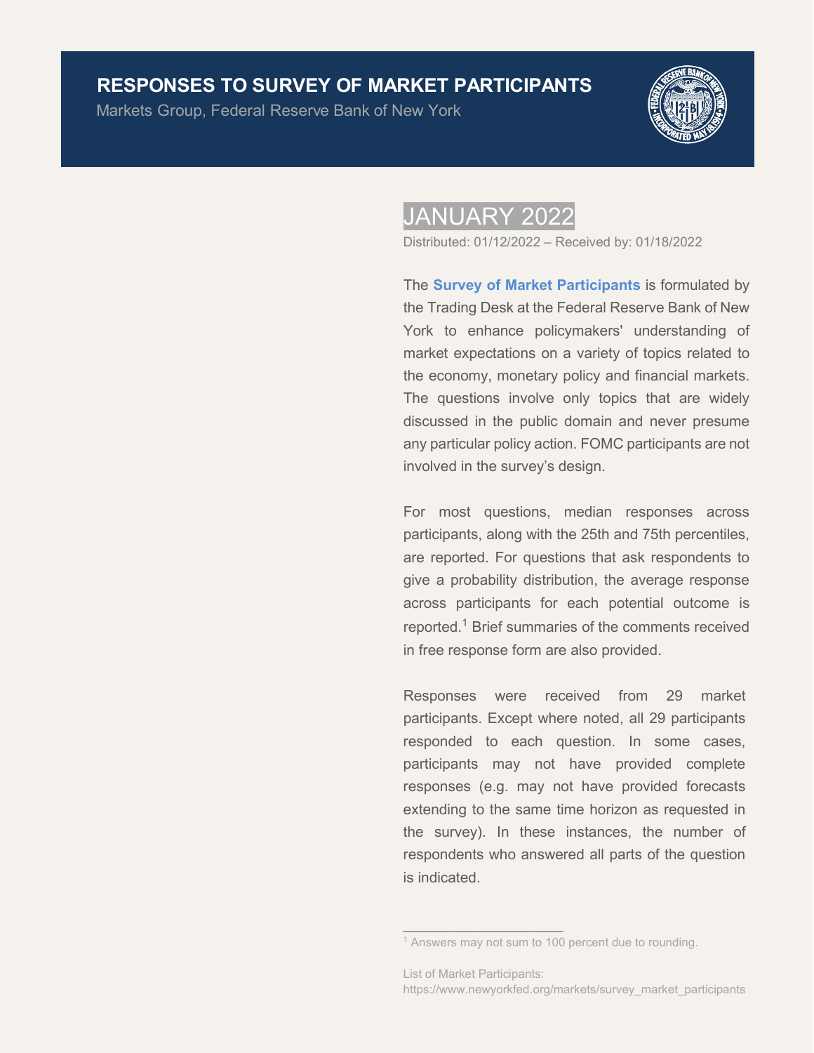# RESPONSES TO SURVEY OF MARKET PARTICIPANTS

Markets Group, Federal Reserve Bank of New York

## JANUARY 2022

Distributed: 01/12/2022 – Received by: 01/18/2022

The **Survey of Market Participants** is formulated by the Trading Desk at the Federal Reserve Bank of New York to enhance policymakers' understanding of market expectations on a variety of topics related to the economy, monetary policy and financial markets. The questions involve only topics that are widely discussed in the public domain and never presume any particular policy action. FOMC participants are not involved in the survey's design.

For most questions, median responses across participants, along with the 25th and 75th percentiles, are reported. For questions that ask respondents to give a probability distribution, the average response across participants for each potential outcome is reported.[1] Brief summaries of the comments received in free response form are also provided.

Responses were received from 29 market participants. Except where noted, all 29 participants responded to each question. In some cases, participants may not have provided complete responses (e.g. may not have provided forecasts extending to the same time horizon as requested in the survey). In these instances, the number of respondents who answered all parts of the question is indicated.

---

[1] Answers may not sum to 100 percent due to rounding.

List of Market Participants: https://www.newyorkfed.org/markets/survey_market_participants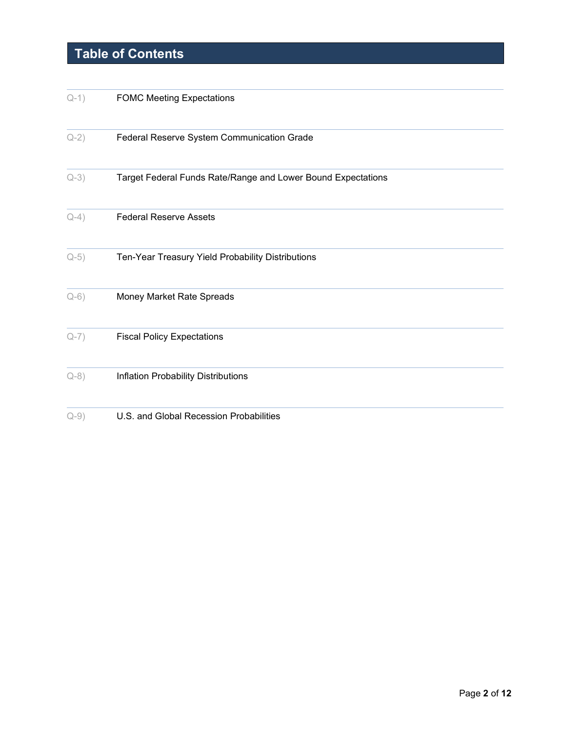## Table of Contents

| | |
|---|---|
| Q-1) | FOMC Meeting Expectations |
| Q-2) | Federal Reserve System Communication Grade |
| Q-3) | Target Federal Funds Rate/Range and Lower Bound Expectations |
| Q-4) | Federal Reserve Assets |
| Q-5) | Ten-Year Treasury Yield Probability Distributions |
| Q-6) | Money Market Rate Spreads |
| Q-7) | Fiscal Policy Expectations |
| Q-8) | Inflation Probability Distributions |
| Q-9) | U.S. and Global Recession Probabilities |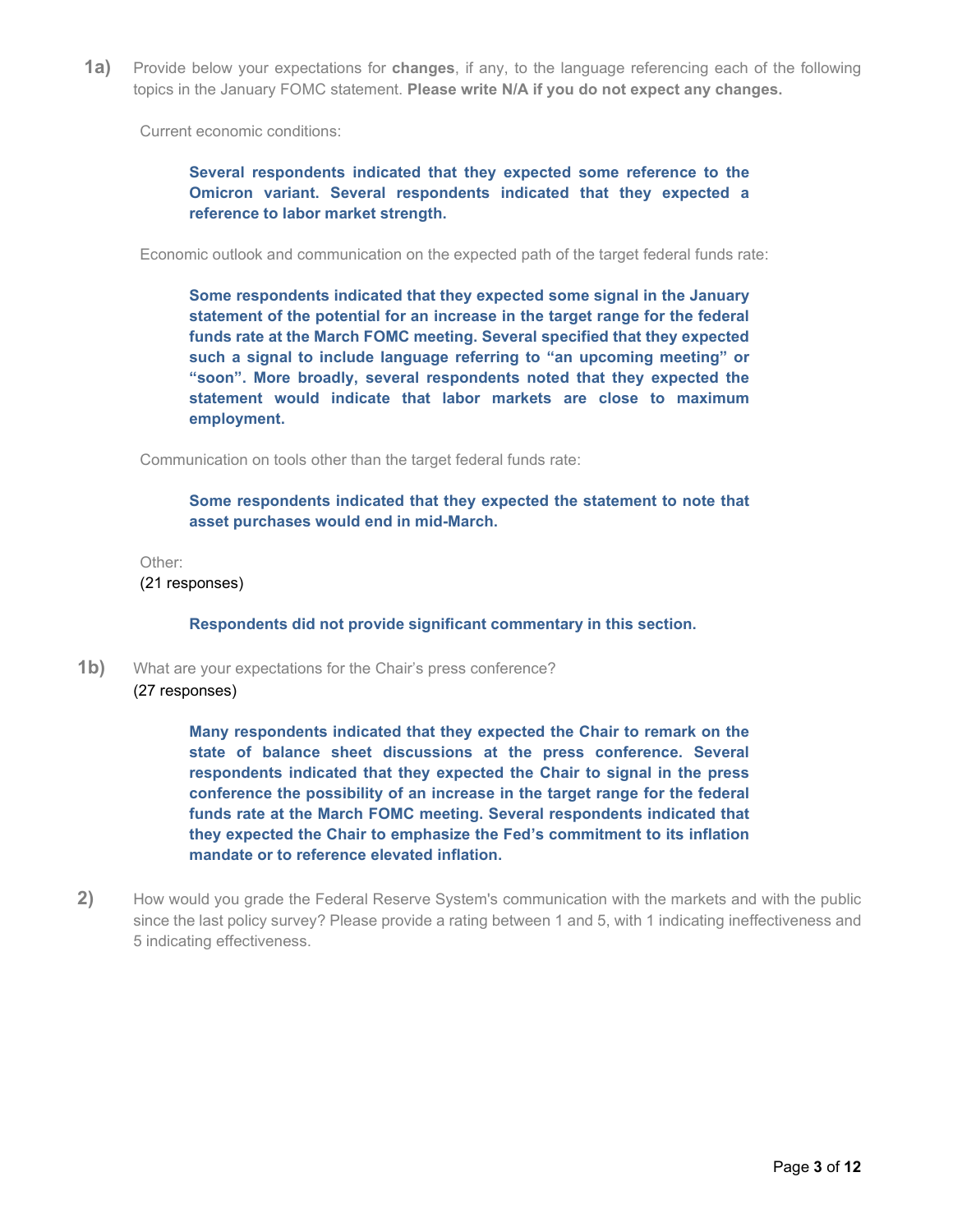**1a)** Provide below your expectations for **changes**, if any, to the language referencing each of the following topics in the January FOMC statement. **Please write N/A if you do not expect any changes.**

Current economic conditions:

**Several respondents indicated that they expected some reference to the Omicron variant. Several respondents indicated that they expected a reference to labor market strength.**

Economic outlook and communication on the expected path of the target federal funds rate:

**Some respondents indicated that they expected some signal in the January statement of the potential for an increase in the target range for the federal funds rate at the March FOMC meeting. Several specified that they expected such a signal to include language referring to "an upcoming meeting" or "soon". More broadly, several respondents noted that they expected the statement would indicate that labor markets are close to maximum employment.**

Communication on tools other than the target federal funds rate:

**Some respondents indicated that they expected the statement to note that asset purchases would end in mid-March.**

Other:
(21 responses)

**Respondents did not provide significant commentary in this section.**

**1b)** What are your expectations for the Chair's press conference?
(27 responses)

**Many respondents indicated that they expected the Chair to remark on the state of balance sheet discussions at the press conference. Several respondents indicated that they expected the Chair to signal in the press conference the possibility of an increase in the target range for the federal funds rate at the March FOMC meeting. Several respondents indicated that they expected the Chair to emphasize the Fed's commitment to its inflation mandate or to reference elevated inflation.**

**2)** How would you grade the Federal Reserve System's communication with the markets and with the public since the last policy survey? Please provide a rating between 1 and 5, with 1 indicating ineffectiveness and 5 indicating effectiveness.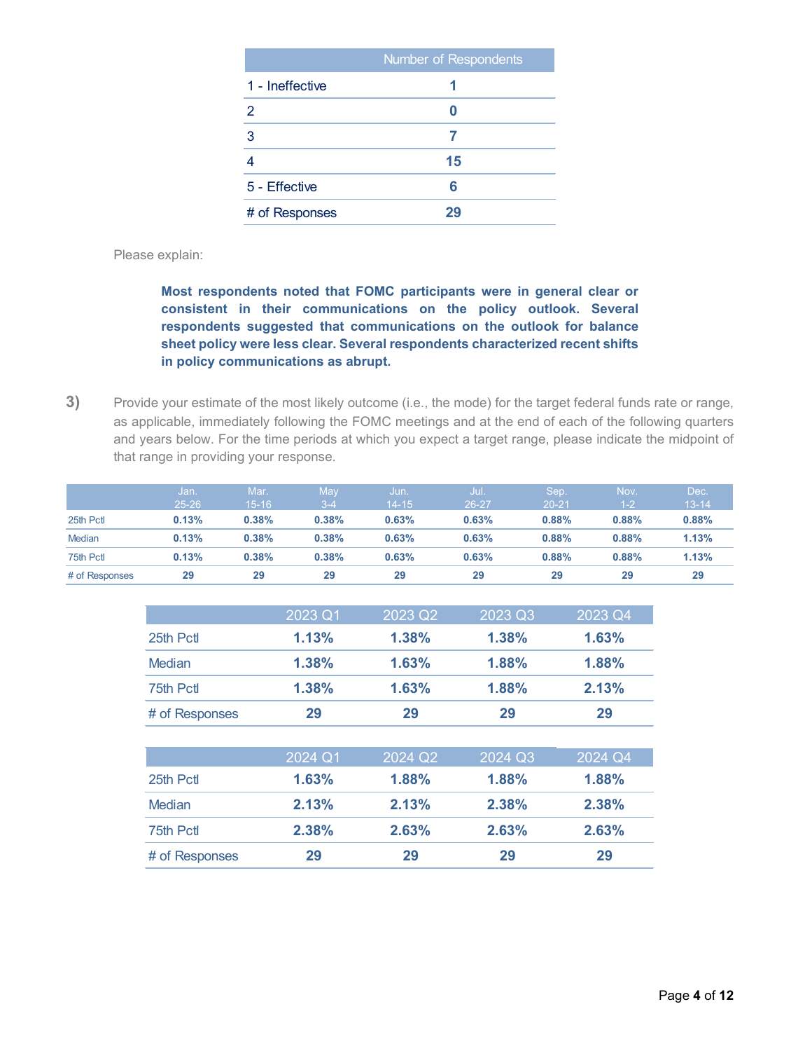| | Number of Respondents |
|---|---|
| 1 - Ineffective | 1 |
| 2 | 0 |
| 3 | 7 |
| 4 | 15 |
| 5 - Effective | 6 |
| # of Responses | 29 |

Please explain:

> **Most respondents noted that FOMC participants were in general clear or consistent in their communications on the policy outlook. Several respondents suggested that communications on the outlook for balance sheet policy were less clear. Several respondents characterized recent shifts in policy communications as abrupt.**

**3)** Provide your estimate of the most likely outcome (i.e., the mode) for the target federal funds rate or range, as applicable, immediately following the FOMC meetings and at the end of each of the following quarters and years below. For the time periods at which you expect a target range, please indicate the midpoint of that range in providing your response.

| | Jan. 25-26 | Mar. 15-16 | May 3-4 | Jun. 14-15 | Jul. 26-27 | Sep. 20-21 | Nov. 1-2 | Dec. 13-14 |
|---|---|---|---|---|---|---|---|---|
| 25th Pctl | 0.13% | 0.38% | 0.38% | 0.63% | 0.63% | 0.88% | 0.88% | 0.88% |
| Median | 0.13% | 0.38% | 0.38% | 0.63% | 0.63% | 0.88% | 0.88% | 1.13% |
| 75th Pctl | 0.13% | 0.38% | 0.38% | 0.63% | 0.63% | 0.88% | 0.88% | 1.13% |
| # of Responses | 29 | 29 | 29 | 29 | 29 | 29 | 29 | 29 |

| | 2023 Q1 | 2023 Q2 | 2023 Q3 | 2023 Q4 |
|---|---|---|---|---|
| 25th Pctl | 1.13% | 1.38% | 1.38% | 1.63% |
| Median | 1.38% | 1.63% | 1.88% | 1.88% |
| 75th Pctl | 1.38% | 1.63% | 1.88% | 2.13% |
| # of Responses | 29 | 29 | 29 | 29 |

| | 2024 Q1 | 2024 Q2 | 2024 Q3 | 2024 Q4 |
|---|---|---|---|---|
| 25th Pctl | 1.63% | 1.88% | 1.88% | 1.88% |
| Median | 2.13% | 2.13% | 2.38% | 2.38% |
| 75th Pctl | 2.38% | 2.63% | 2.63% | 2.63% |
| # of Responses | 29 | 29 | 29 | 29 |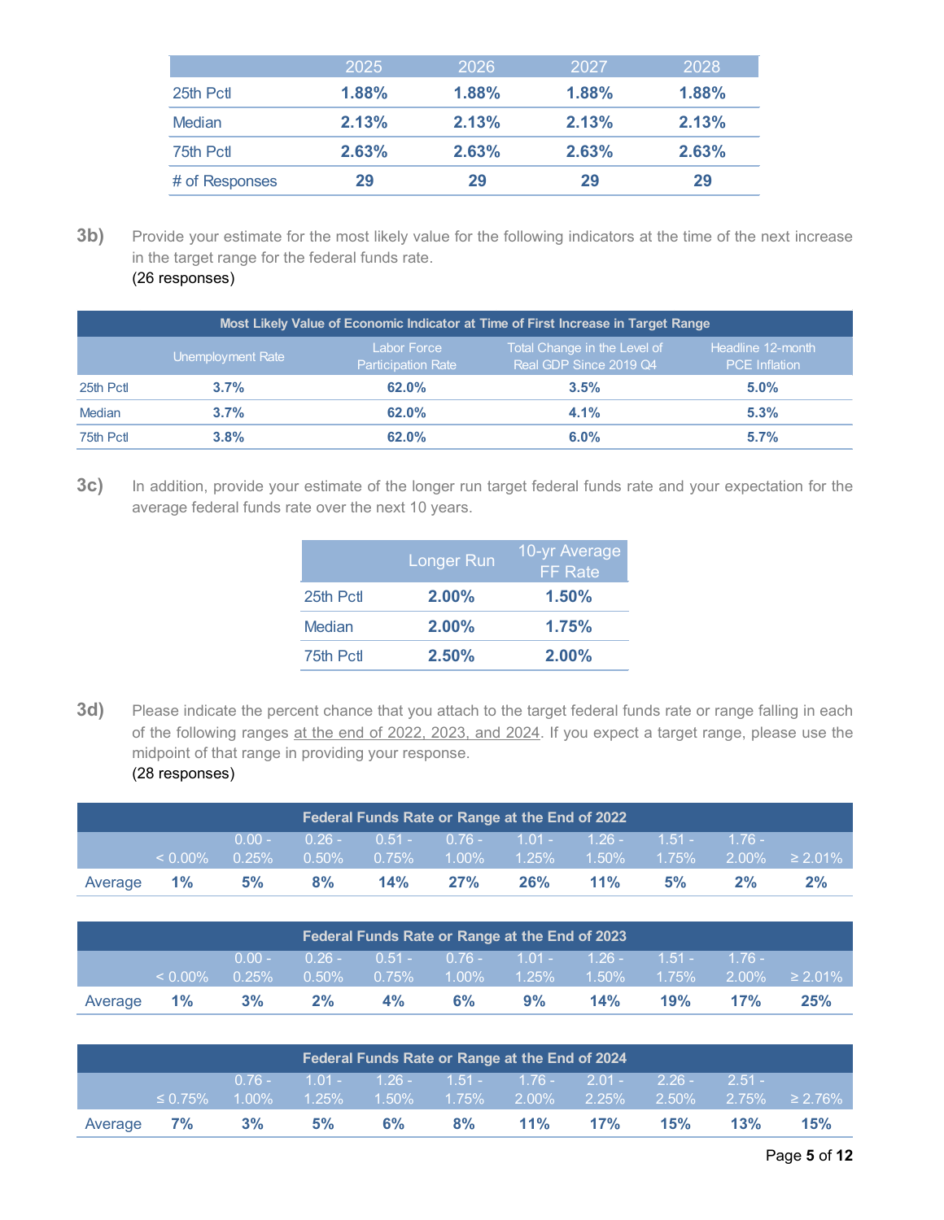| | 2025 | 2026 | 2027 | 2028 |
|---|---|---|---|---|
| 25th Pctl | **1.88%** | **1.88%** | **1.88%** | **1.88%** |
| Median | **2.13%** | **2.13%** | **2.13%** | **2.13%** |
| 75th Pctl | **2.63%** | **2.63%** | **2.63%** | **2.63%** |
| # of Responses | **29** | **29** | **29** | **29** |

**3b)** Provide your estimate for the most likely value for the following indicators at the time of the next increase in the target range for the federal funds rate.
(26 responses)

| Most Likely Value of Economic Indicator at Time of First Increase in Target Range | | | | |
|---|---|---|---|---|
| | Unemployment Rate | Labor Force Participation Rate | Total Change in the Level of Real GDP Since 2019 Q4 | Headline 12-month PCE Inflation |
| 25th Pctl | **3.7%** | **62.0%** | **3.5%** | **5.0%** |
| Median | **3.7%** | **62.0%** | **4.1%** | **5.3%** |
| 75th Pctl | **3.8%** | **62.0%** | **6.0%** | **5.7%** |

**3c)** In addition, provide your estimate of the longer run target federal funds rate and your expectation for the average federal funds rate over the next 10 years.

| | Longer Run | 10-yr Average FF Rate |
|---|---|---|
| 25th Pctl | **2.00%** | **1.50%** |
| Median | **2.00%** | **1.75%** |
| 75th Pctl | **2.50%** | **2.00%** |

**3d)** Please indicate the percent chance that you attach to the target federal funds rate or range falling in each of the following ranges at the end of 2022, 2023, and 2024. If you expect a target range, please use the midpoint of that range in providing your response.
(28 responses)

| Federal Funds Rate or Range at the End of 2022 | | | | | | | | | | |
|---|---|---|---|---|---|---|---|---|---|---|
| | < 0.00% | 0.00 - 0.25% | 0.26 - 0.50% | 0.51 - 0.75% | 0.76 - 1.00% | 1.01 - 1.25% | 1.26 - 1.50% | 1.51 - 1.75% | 1.76 - 2.00% | ≥ 2.01% |
| Average | **1%** | **5%** | **8%** | **14%** | **27%** | **26%** | **11%** | **5%** | **2%** | **2%** |

| Federal Funds Rate or Range at the End of 2023 | | | | | | | | | | |
|---|---|---|---|---|---|---|---|---|---|---|
| | < 0.00% | 0.00 - 0.25% | 0.26 - 0.50% | 0.51 - 0.75% | 0.76 - 1.00% | 1.01 - 1.25% | 1.26 - 1.50% | 1.51 - 1.75% | 1.76 - 2.00% | ≥ 2.01% |
| Average | **1%** | **3%** | **2%** | **4%** | **6%** | **9%** | **14%** | **19%** | **17%** | **25%** |

| Federal Funds Rate or Range at the End of 2024 | | | | | | | | | | |
|---|---|---|---|---|---|---|---|---|---|---|
| | ≤ 0.75% | 0.76 - 1.00% | 1.01 - 1.25% | 1.26 - 1.50% | 1.51 - 1.75% | 1.76 - 2.00% | 2.01 - 2.25% | 2.26 - 2.50% | 2.51 - 2.75% | ≥ 2.76% |
| Average | **7%** | **3%** | **5%** | **6%** | **8%** | **11%** | **17%** | **15%** | **13%** | **15%** |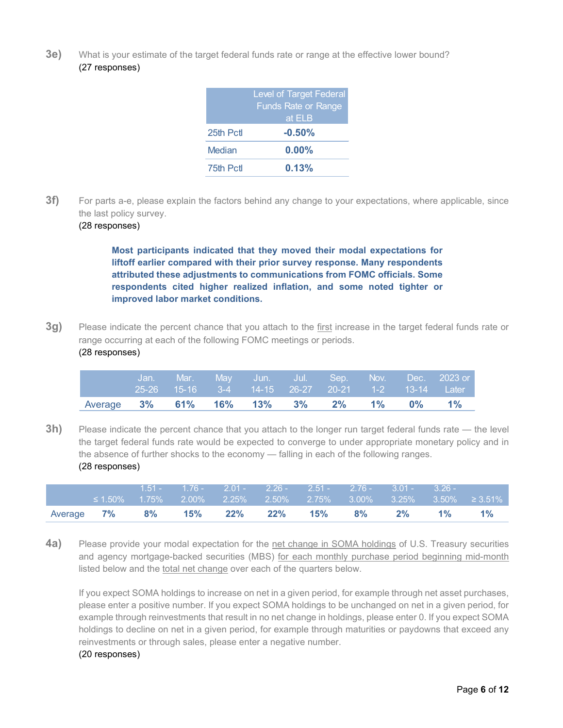**3e)** What is your estimate of the target federal funds rate or range at the effective lower bound?
(27 responses)

| | Level of Target Federal Funds Rate or Range at ELB |
|---|---|
| 25th Pctl | **-0.50%** |
| Median | **0.00%** |
| 75th Pctl | **0.13%** |

**3f)** For parts a-e, please explain the factors behind any change to your expectations, where applicable, since the last policy survey.
(28 responses)

> **Most participants indicated that they moved their modal expectations for liftoff earlier compared with their prior survey response. Many respondents attributed these adjustments to communications from FOMC officials. Some respondents cited higher realized inflation, and some noted tighter or improved labor market conditions.**

**3g)** Please indicate the percent chance that you attach to the first increase in the target federal funds rate or range occurring at each of the following FOMC meetings or periods.
(28 responses)

| | Jan. 25-26 | Mar. 15-16 | May 3-4 | Jun. 14-15 | Jul. 26-27 | Sep. 20-21 | Nov. 1-2 | Dec. 13-14 | 2023 or Later |
|---|---|---|---|---|---|---|---|---|---|
| Average | **3%** | **61%** | **16%** | **13%** | **3%** | **2%** | **1%** | **0%** | **1%** |

**3h)** Please indicate the percent chance that you attach to the longer run target federal funds rate — the level the target federal funds rate would be expected to converge to under appropriate monetary policy and in the absence of further shocks to the economy — falling in each of the following ranges.
(28 responses)

| | ≤ 1.50% | 1.51 - 1.75% | 1.76 - 2.00% | 2.01 - 2.25% | 2.26 - 2.50% | 2.51 - 2.75% | 2.76 - 3.00% | 3.01 - 3.25% | 3.26 - 3.50% | ≥ 3.51% |
|---|---|---|---|---|---|---|---|---|---|---|
| Average | **7%** | **8%** | **15%** | **22%** | **22%** | **15%** | **8%** | **2%** | **1%** | **1%** |

**4a)** Please provide your modal expectation for the net change in SOMA holdings of U.S. Treasury securities and agency mortgage-backed securities (MBS) for each monthly purchase period beginning mid-month listed below and the total net change over each of the quarters below.

If you expect SOMA holdings to increase on net in a given period, for example through net asset purchases, please enter a positive number. If you expect SOMA holdings to be unchanged on net in a given period, for example through reinvestments that result in no net change in holdings, please enter 0. If you expect SOMA holdings to decline on net in a given period, for example through maturities or paydowns that exceed any reinvestments or through sales, please enter a negative number.
(20 responses)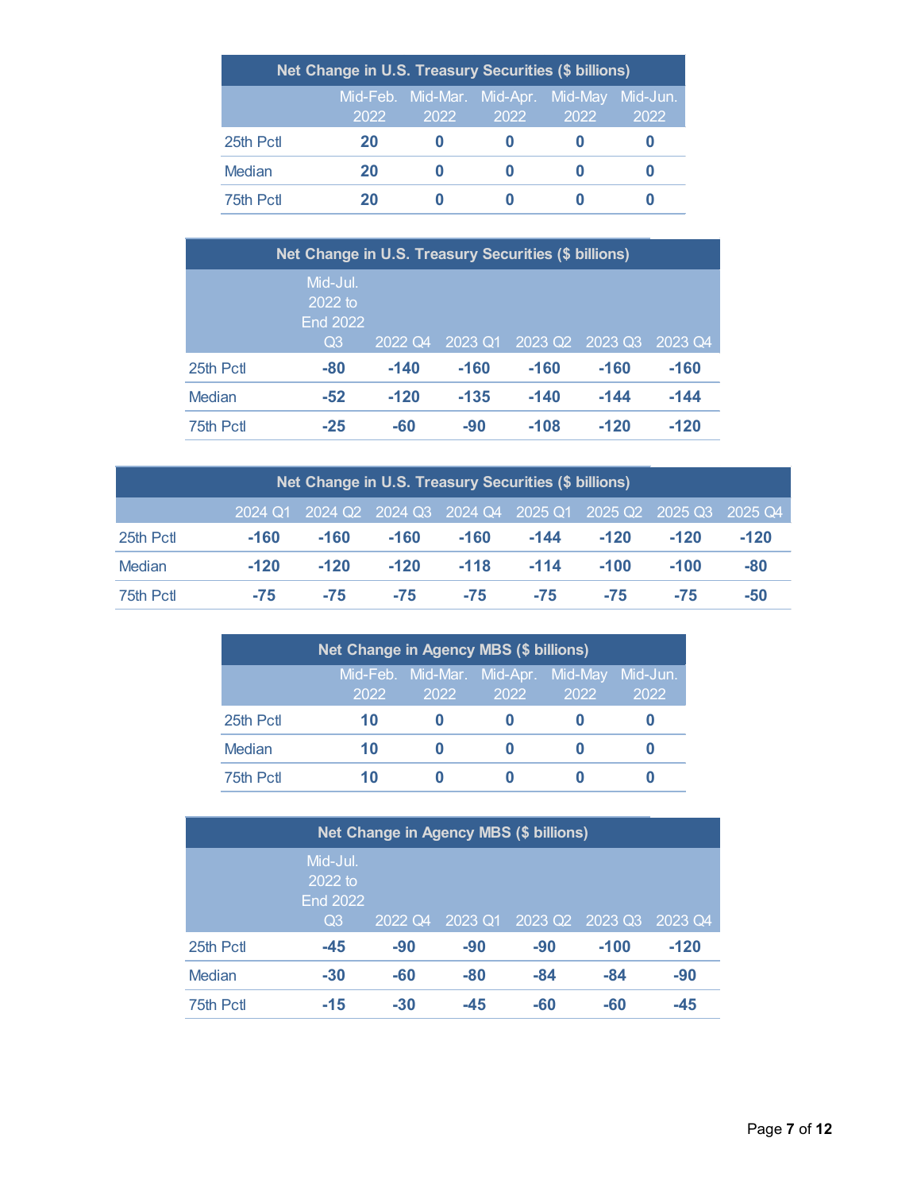| Net Change in U.S. Treasury Securities ($ billions) | | | | | |
|---|---|---|---|---|---|
| | Mid-Feb. 2022 | Mid-Mar. 2022 | Mid-Apr. 2022 | Mid-May 2022 | Mid-Jun. 2022 |
| 25th Pctl | **20** | **0** | **0** | **0** | **0** |
| Median | **20** | **0** | **0** | **0** | **0** |
| 75th Pctl | **20** | **0** | **0** | **0** | **0** |

| Net Change in U.S. Treasury Securities ($ billions) | | | | | | |
|---|---|---|---|---|---|---|
| | Mid-Jul. 2022 to End 2022 Q3 | 2022 Q4 | 2023 Q1 | 2023 Q2 | 2023 Q3 | 2023 Q4 |
| 25th Pctl | **-80** | **-140** | **-160** | **-160** | **-160** | **-160** |
| Median | **-52** | **-120** | **-135** | **-140** | **-144** | **-144** |
| 75th Pctl | **-25** | **-60** | **-90** | **-108** | **-120** | **-120** |

| Net Change in U.S. Treasury Securities ($ billions) | | | | | | | | |
|---|---|---|---|---|---|---|---|---|
| | 2024 Q1 | 2024 Q2 | 2024 Q3 | 2024 Q4 | 2025 Q1 | 2025 Q2 | 2025 Q3 | 2025 Q4 |
| 25th Pctl | **-160** | **-160** | **-160** | **-160** | **-144** | **-120** | **-120** | **-120** |
| Median | **-120** | **-120** | **-120** | **-118** | **-114** | **-100** | **-100** | **-80** |
| 75th Pctl | **-75** | **-75** | **-75** | **-75** | **-75** | **-75** | **-75** | **-50** |

| Net Change in Agency MBS ($ billions) | | | | | |
|---|---|---|---|---|---|
| | Mid-Feb. 2022 | Mid-Mar. 2022 | Mid-Apr. 2022 | Mid-May 2022 | Mid-Jun. 2022 |
| 25th Pctl | **10** | **0** | **0** | **0** | **0** |
| Median | **10** | **0** | **0** | **0** | **0** |
| 75th Pctl | **10** | **0** | **0** | **0** | **0** |

| Net Change in Agency MBS ($ billions) | | | | | | |
|---|---|---|---|---|---|---|
| | Mid-Jul. 2022 to End 2022 Q3 | 2022 Q4 | 2023 Q1 | 2023 Q2 | 2023 Q3 | 2023 Q4 |
| 25th Pctl | **-45** | **-90** | **-90** | **-90** | **-100** | **-120** |
| Median | **-30** | **-60** | **-80** | **-84** | **-84** | **-90** |
| 75th Pctl | **-15** | **-30** | **-45** | **-60** | **-60** | **-45** |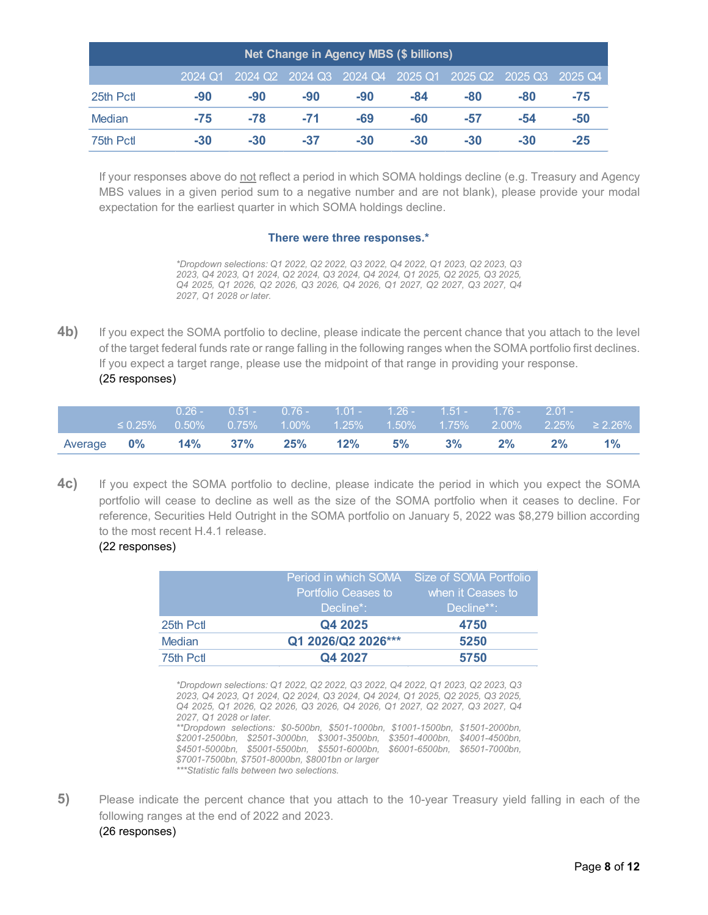| Net Change in Agency MBS ($ billions) | | | | | | | | |
|---|---|---|---|---|---|---|---|---|
| | 2024 Q1 | 2024 Q2 | 2024 Q3 | 2024 Q4 | 2025 Q1 | 2025 Q2 | 2025 Q3 | 2025 Q4 |
| 25th Pctl | **-90** | **-90** | **-90** | **-90** | **-84** | **-80** | **-80** | **-75** |
| Median | **-75** | **-78** | **-71** | **-69** | **-60** | **-57** | **-54** | **-50** |
| 75th Pctl | **-30** | **-30** | **-37** | **-30** | **-30** | **-30** | **-30** | **-25** |

If your responses above do not reflect a period in which SOMA holdings decline (e.g. Treasury and Agency MBS values in a given period sum to a negative number and are not blank), please provide your modal expectation for the earliest quarter in which SOMA holdings decline.

**There were three responses.***

*\*Dropdown selections: Q1 2022, Q2 2022, Q3 2022, Q4 2022, Q1 2023, Q2 2023, Q3 2023, Q4 2023, Q1 2024, Q2 2024, Q3 2024, Q4 2024, Q1 2025, Q2 2025, Q3 2025, Q4 2025, Q1 2026, Q2 2026, Q3 2026, Q4 2026, Q1 2027, Q2 2027, Q3 2027, Q4 2027, Q1 2028 or later.*

**4b)** If you expect the SOMA portfolio to decline, please indicate the percent chance that you attach to the level of the target federal funds rate or range falling in the following ranges when the SOMA portfolio first declines. If you expect a target range, please use the midpoint of that range in providing your response.
(25 responses)

| | ≤ 0.25% | 0.26 - 0.50% | 0.51 - 0.75% | 0.76 - 1.00% | 1.01 - 1.25% | 1.26 - 1.50% | 1.51 - 1.75% | 1.76 - 2.00% | 2.01 - 2.25% | ≥ 2.26% |
|---|---|---|---|---|---|---|---|---|---|---|
| Average | **0%** | **14%** | **37%** | **25%** | **12%** | **5%** | **3%** | **2%** | **2%** | **1%** |

**4c)** If you expect the SOMA portfolio to decline, please indicate the period in which you expect the SOMA portfolio will cease to decline as well as the size of the SOMA portfolio when it ceases to decline. For reference, Securities Held Outright in the SOMA portfolio on January 5, 2022 was $8,279 billion according to the most recent H.4.1 release.
(22 responses)

| | Period in which SOMA Portfolio Ceases to Decline*: | Size of SOMA Portfolio when it Ceases to Decline**: |
|---|---|---|
| 25th Pctl | **Q4 2025** | **4750** |
| Median | **Q1 2026/Q2 2026*** ** | **5250** |
| 75th Pctl | **Q4 2027** | **5750** |

*\*Dropdown selections: Q1 2022, Q2 2022, Q3 2022, Q4 2022, Q1 2023, Q2 2023, Q3 2023, Q4 2023, Q1 2024, Q2 2024, Q3 2024, Q4 2024, Q1 2025, Q2 2025, Q3 2025, Q4 2025, Q1 2026, Q2 2026, Q3 2026, Q4 2026, Q1 2027, Q2 2027, Q3 2027, Q4 2027, Q1 2028 or later.*
*\*\*Dropdown selections: $0-500bn, $501-1000bn, $1001-1500bn, $1501-2000bn, $2001-2500bn, $2501-3000bn, $3001-3500bn, $3501-4000bn, $4001-4500bn, $4501-5000bn, $5001-5500bn, $5501-6000bn, $6001-6500bn, $6501-7000bn, $7001-7500bn, $7501-8000bn, $8001bn or larger*
*\*\*\*Statistic falls between two selections.*

**5)** Please indicate the percent chance that you attach to the 10-year Treasury yield falling in each of the following ranges at the end of 2022 and 2023.
(26 responses)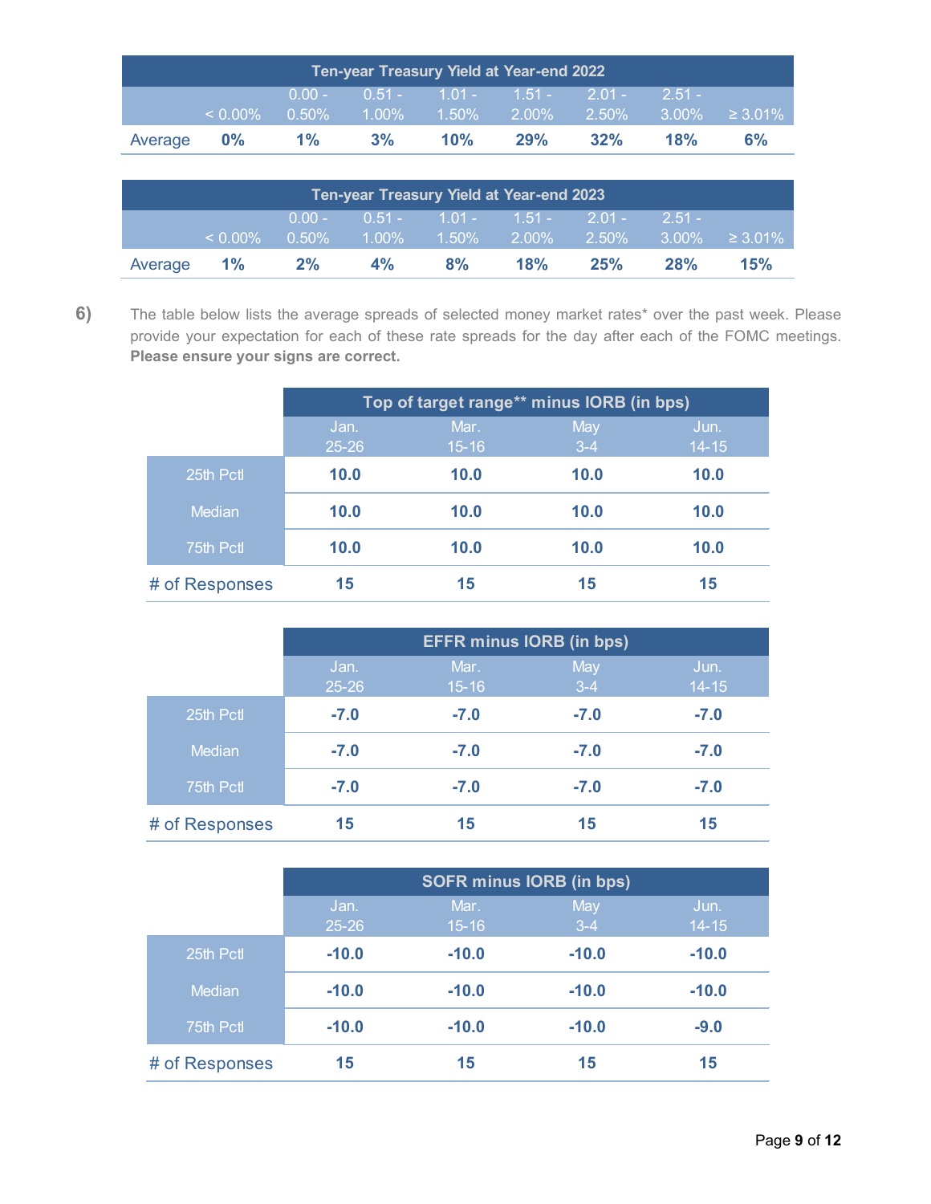| Ten-year Treasury Yield at Year-end 2022 | | | | | | | | |
|---|---|---|---|---|---|---|---|---|
| | < 0.00% | 0.00 - 0.50% | 0.51 - 1.00% | 1.01 - 1.50% | 1.51 - 2.00% | 2.01 - 2.50% | 2.51 - 3.00% | ≥ 3.01% |
| Average | **0%** | **1%** | **3%** | **10%** | **29%** | **32%** | **18%** | **6%** |

| Ten-year Treasury Yield at Year-end 2023 | | | | | | | | |
|---|---|---|---|---|---|---|---|---|
| | < 0.00% | 0.00 - 0.50% | 0.51 - 1.00% | 1.01 - 1.50% | 1.51 - 2.00% | 2.01 - 2.50% | 2.51 - 3.00% | ≥ 3.01% |
| Average | **1%** | **2%** | **4%** | **8%** | **18%** | **25%** | **28%** | **15%** |

**6)** The table below lists the average spreads of selected money market rates* over the past week. Please provide your expectation for each of these rate spreads for the day after each of the FOMC meetings. **Please ensure your signs are correct.**

| | Top of target range** minus IORB (in bps) | | | |
|---|---|---|---|---|
| | Jan. 25-26 | Mar. 15-16 | May 3-4 | Jun. 14-15 |
| 25th Pctl | **10.0** | **10.0** | **10.0** | **10.0** |
| Median | **10.0** | **10.0** | **10.0** | **10.0** |
| 75th Pctl | **10.0** | **10.0** | **10.0** | **10.0** |
| # of Responses | **15** | **15** | **15** | **15** |

| | EFFR minus IORB (in bps) | | | |
|---|---|---|---|---|
| | Jan. 25-26 | Mar. 15-16 | May 3-4 | Jun. 14-15 |
| 25th Pctl | **-7.0** | **-7.0** | **-7.0** | **-7.0** |
| Median | **-7.0** | **-7.0** | **-7.0** | **-7.0** |
| 75th Pctl | **-7.0** | **-7.0** | **-7.0** | **-7.0** |
| # of Responses | **15** | **15** | **15** | **15** |

| | SOFR minus IORB (in bps) | | | |
|---|---|---|---|---|
| | Jan. 25-26 | Mar. 15-16 | May 3-4 | Jun. 14-15 |
| 25th Pctl | **-10.0** | **-10.0** | **-10.0** | **-10.0** |
| Median | **-10.0** | **-10.0** | **-10.0** | **-10.0** |
| 75th Pctl | **-10.0** | **-10.0** | **-10.0** | **-9.0** |
| # of Responses | **15** | **15** | **15** | **15** |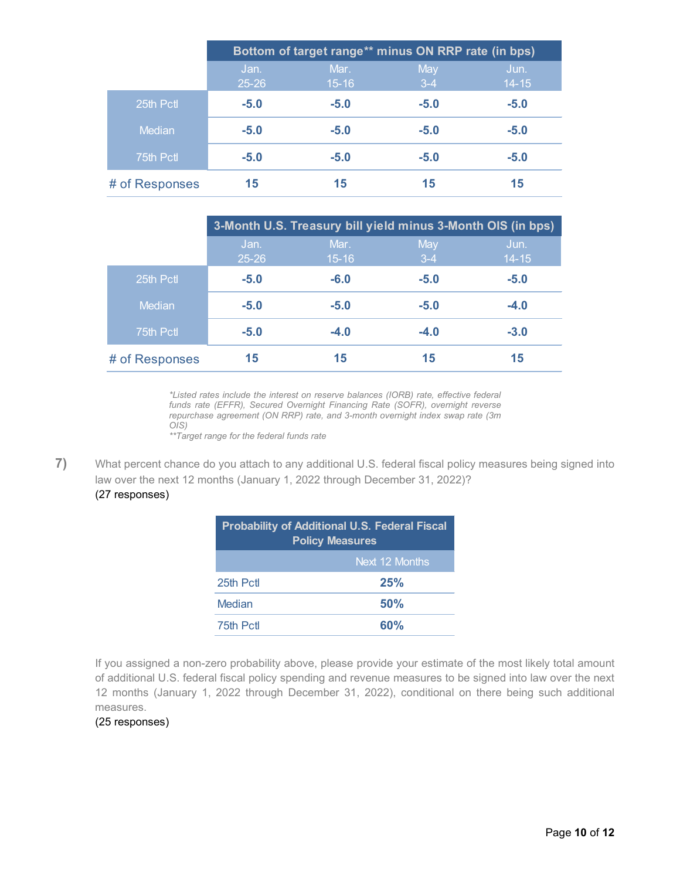| | Bottom of target range** minus ON RRP rate (in bps) | | | |
|---|---|---|---|---|
| | Jan. 25-26 | Mar. 15-16 | May 3-4 | Jun. 14-15 |
| 25th Pctl | **-5.0** | **-5.0** | **-5.0** | **-5.0** |
| Median | **-5.0** | **-5.0** | **-5.0** | **-5.0** |
| 75th Pctl | **-5.0** | **-5.0** | **-5.0** | **-5.0** |
| # of Responses | **15** | **15** | **15** | **15** |

| | 3-Month U.S. Treasury bill yield minus 3-Month OIS (in bps) | | | |
|---|---|---|---|---|
| | Jan. 25-26 | Mar. 15-16 | May 3-4 | Jun. 14-15 |
| 25th Pctl | **-5.0** | **-6.0** | **-5.0** | **-5.0** |
| Median | **-5.0** | **-5.0** | **-5.0** | **-4.0** |
| 75th Pctl | **-5.0** | **-4.0** | **-4.0** | **-3.0** |
| # of Responses | **15** | **15** | **15** | **15** |

*\*Listed rates include the interest on reserve balances (IORB) rate, effective federal funds rate (EFFR), Secured Overnight Financing Rate (SOFR), overnight reverse repurchase agreement (ON RRP) rate, and 3-month overnight index swap rate (3m OIS)*

*\*\*Target range for the federal funds rate*

**7)** What percent chance do you attach to any additional U.S. federal fiscal policy measures being signed into law over the next 12 months (January 1, 2022 through December 31, 2022)?
(27 responses)

| Probability of Additional U.S. Federal Fiscal Policy Measures | |
|---|---|
| | Next 12 Months |
| 25th Pctl | **25%** |
| Median | **50%** |
| 75th Pctl | **60%** |

If you assigned a non-zero probability above, please provide your estimate of the most likely total amount of additional U.S. federal fiscal policy spending and revenue measures to be signed into law over the next 12 months (January 1, 2022 through December 31, 2022), conditional on there being such additional measures.
(25 responses)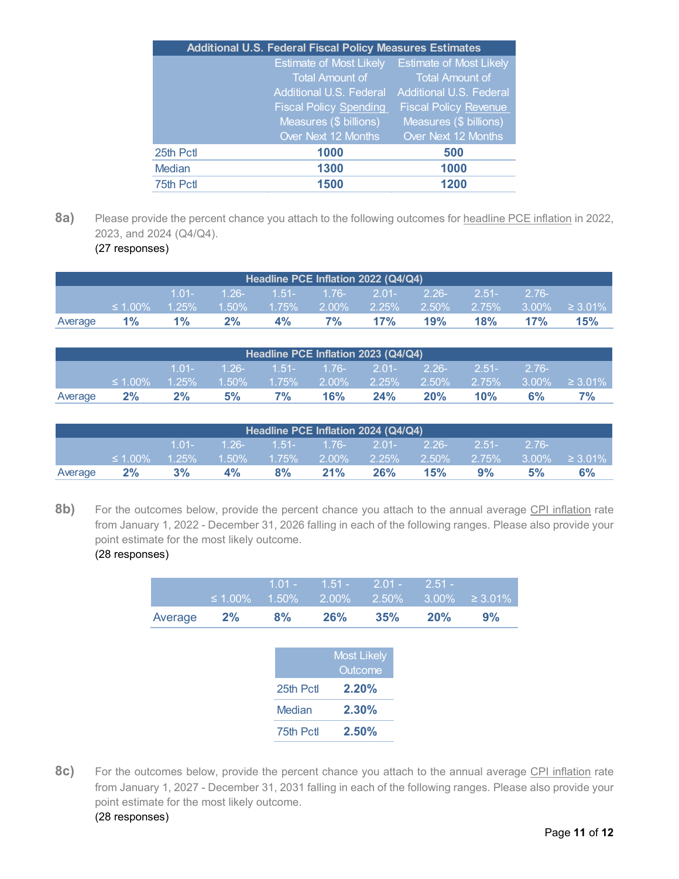| Additional U.S. Federal Fiscal Policy Measures Estimates | | |
|---|---|---|
| | Estimate of Most Likely Total Amount of Additional U.S. Federal Fiscal Policy Spending Measures ($ billions) Over Next 12 Months | Estimate of Most Likely Total Amount of Additional U.S. Federal Fiscal Policy Revenue Measures ($ billions) Over Next 12 Months |
| 25th Pctl | **1000** | **500** |
| Median | **1300** | **1000** |
| 75th Pctl | **1500** | **1200** |

**8a)** Please provide the percent chance you attach to the following outcomes for headline PCE inflation in 2022, 2023, and 2024 (Q4/Q4).
(27 responses)

| Headline PCE Inflation 2022 (Q4/Q4) | | | | | | | | | | |
|---|---|---|---|---|---|---|---|---|---|---|
| | ≤ 1.00% | 1.01-1.25% | 1.26-1.50% | 1.51-1.75% | 1.76-2.00% | 2.01-2.25% | 2.26-2.50% | 2.51-2.75% | 2.76-3.00% | ≥ 3.01% |
| Average | **1%** | **1%** | **2%** | **4%** | **7%** | **17%** | **19%** | **18%** | **17%** | **15%** |

| Headline PCE Inflation 2023 (Q4/Q4) | | | | | | | | | | |
|---|---|---|---|---|---|---|---|---|---|---|
| | ≤ 1.00% | 1.01-1.25% | 1.26-1.50% | 1.51-1.75% | 1.76-2.00% | 2.01-2.25% | 2.26-2.50% | 2.51-2.75% | 2.76-3.00% | ≥ 3.01% |
| Average | **2%** | **2%** | **5%** | **7%** | **16%** | **24%** | **20%** | **10%** | **6%** | **7%** |

| Headline PCE Inflation 2024 (Q4/Q4) | | | | | | | | | | |
|---|---|---|---|---|---|---|---|---|---|---|
| | ≤ 1.00% | 1.01-1.25% | 1.26-1.50% | 1.51-1.75% | 1.76-2.00% | 2.01-2.25% | 2.26-2.50% | 2.51-2.75% | 2.76-3.00% | ≥ 3.01% |
| Average | **2%** | **3%** | **4%** | **8%** | **21%** | **26%** | **15%** | **9%** | **5%** | **6%** |

**8b)** For the outcomes below, provide the percent chance you attach to the annual average CPI inflation rate from January 1, 2022 - December 31, 2026 falling in each of the following ranges. Please also provide your point estimate for the most likely outcome.
(28 responses)

| | ≤ 1.00% | 1.01 - 1.50% | 1.51 - 2.00% | 2.01 - 2.50% | 2.51 - 3.00% | ≥ 3.01% |
|---|---|---|---|---|---|---|
| Average | **2%** | **8%** | **26%** | **35%** | **20%** | **9%** |

| | Most Likely Outcome |
|---|---|
| 25th Pctl | **2.20%** |
| Median | **2.30%** |
| 75th Pctl | **2.50%** |

**8c)** For the outcomes below, provide the percent chance you attach to the annual average CPI inflation rate from January 1, 2027 - December 31, 2031 falling in each of the following ranges. Please also provide your point estimate for the most likely outcome.
(28 responses)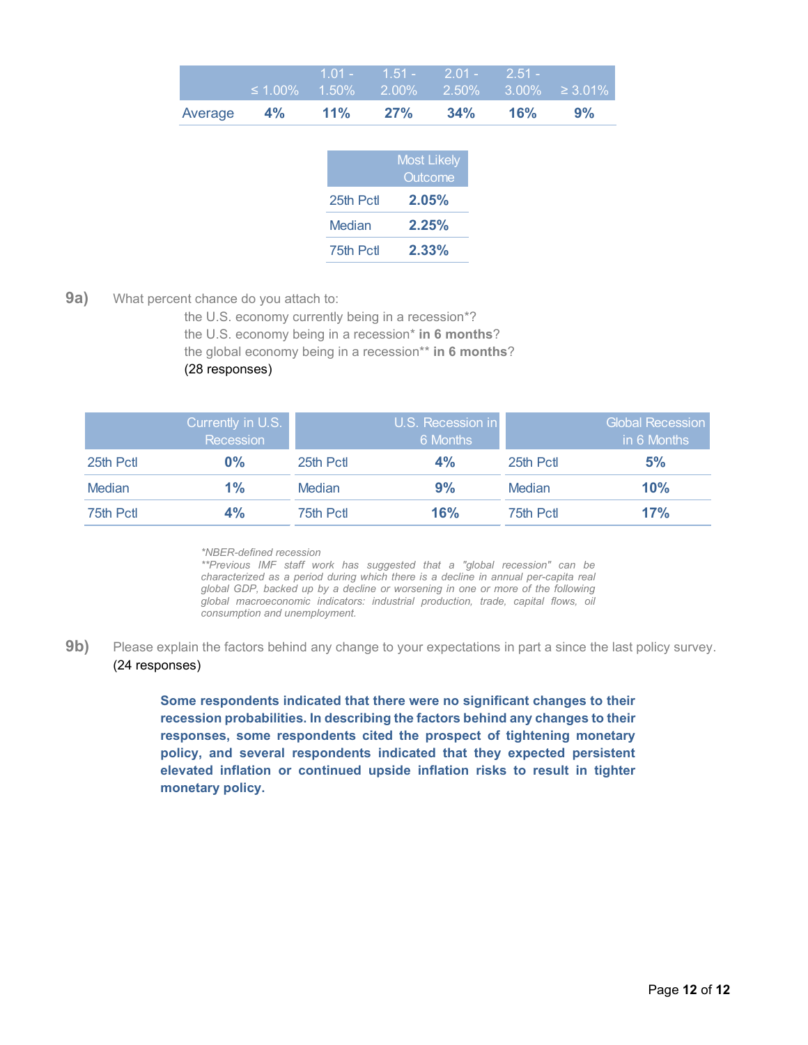| | ≤ 1.00% | 1.01 - 1.50% | 1.51 - 2.00% | 2.01 - 2.50% | 2.51 - 3.00% | ≥ 3.01% |
|---|---|---|---|---|---|---|
| Average | **4%** | **11%** | **27%** | **34%** | **16%** | **9%** |

| | Most Likely Outcome |
|---|---|
| 25th Pctl | **2.05%** |
| Median | **2.25%** |
| 75th Pctl | **2.33%** |

**9a)** What percent chance do you attach to:

the U.S. economy currently being in a recession*?
the U.S. economy being in a recession* **in 6 months**?
the global economy being in a recession** **in 6 months**?
(28 responses)

| | Currently in U.S. Recession | | U.S. Recession in 6 Months | | Global Recession in 6 Months |
|---|---|---|---|---|---|
| 25th Pctl | **0%** | 25th Pctl | **4%** | 25th Pctl | **5%** |
| Median | **1%** | Median | **9%** | Median | **10%** |
| 75th Pctl | **4%** | 75th Pctl | **16%** | 75th Pctl | **17%** |

*NBER-defined recession*
***Previous IMF staff work has suggested that a "global recession" can be characterized as a period during which there is a decline in annual per-capita real global GDP, backed up by a decline or worsening in one or more of the following global macroeconomic indicators: industrial production, trade, capital flows, oil consumption and unemployment.*

**9b)** Please explain the factors behind any change to your expectations in part a since the last policy survey. (24 responses)

**Some respondents indicated that there were no significant changes to their recession probabilities. In describing the factors behind any changes to their responses, some respondents cited the prospect of tightening monetary policy, and several respondents indicated that they expected persistent elevated inflation or continued upside inflation risks to result in tighter monetary policy.**